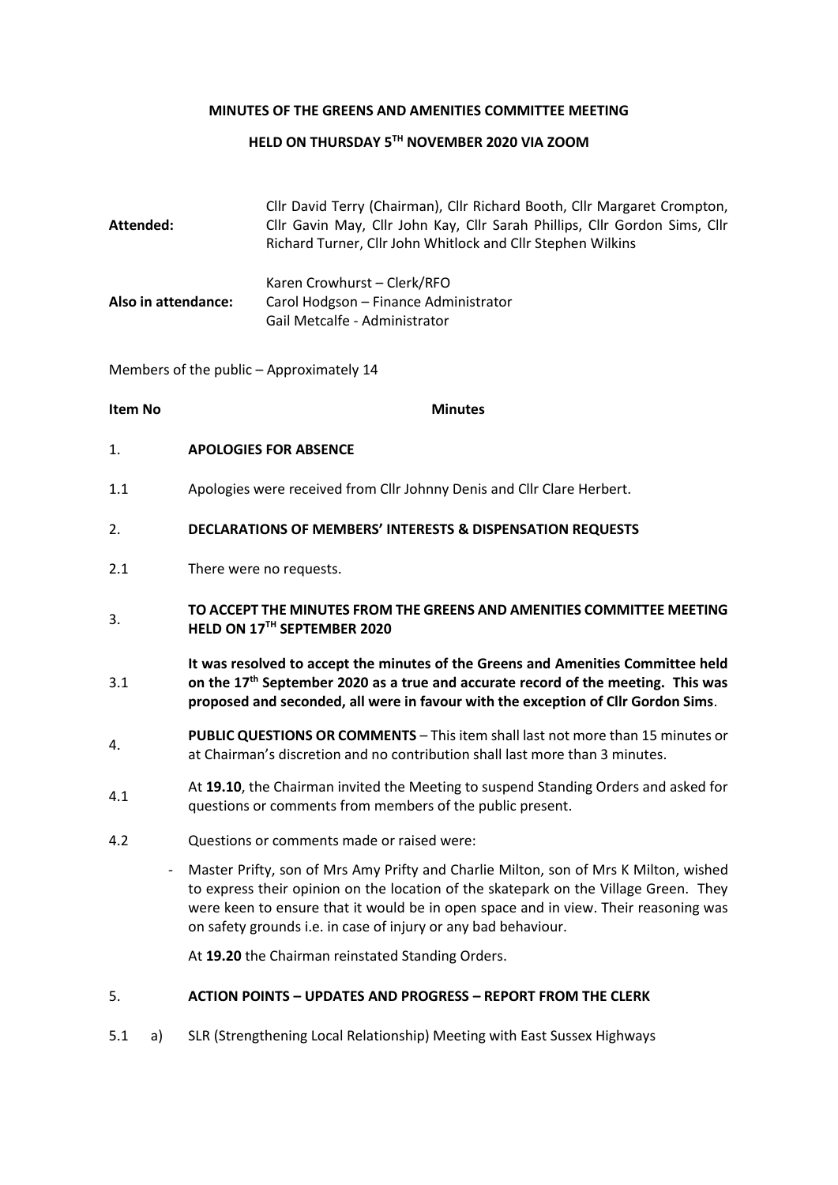**MINUTES OF THE GREENS AND AMENITIES COMMITTEE MEETING**

**HELD ON THURSDAY 5TH NOVEMBER 2020 VIA ZOOM**

| | |
|---|---|
| **Attended:** | Cllr David Terry (Chairman), Cllr Richard Booth, Cllr Margaret Crompton, Cllr Gavin May, Cllr John Kay, Cllr Sarah Phillips, Cllr Gordon Sims, Cllr Richard Turner, Cllr John Whitlock and Cllr Stephen Wilkins |
| **Also in attendance:** | Karen Crowhurst – Clerk/RFO<br>Carol Hodgson – Finance Administrator<br>Gail Metcalfe - Administrator |

Members of the public – Approximately 14

| **Item No** | **Minutes** |
|---|---|
| 1. | **APOLOGIES FOR ABSENCE** |
| 1.1 | Apologies were received from Cllr Johnny Denis and Cllr Clare Herbert. |
| 2. | **DECLARATIONS OF MEMBERS' INTERESTS & DISPENSATION REQUESTS** |
| 2.1 | There were no requests. |
| 3. | **TO ACCEPT THE MINUTES FROM THE GREENS AND AMENITIES COMMITTEE MEETING HELD ON 17TH SEPTEMBER 2020** |
| 3.1 | **It was resolved to accept the minutes of the Greens and Amenities Committee held on the 17th September 2020 as a true and accurate record of the meeting. This was proposed and seconded, all were in favour with the exception of Cllr Gordon Sims**. |
| 4. | **PUBLIC QUESTIONS OR COMMENTS** – This item shall last not more than 15 minutes or at Chairman's discretion and no contribution shall last more than 3 minutes. |
| 4.1 | At **19.10**, the Chairman invited the Meeting to suspend Standing Orders and asked for questions or comments from members of the public present. |
| 4.2 | Questions or comments made or raised were: |
| | - Master Prifty, son of Mrs Amy Prifty and Charlie Milton, son of Mrs K Milton, wished to express their opinion on the location of the skatepark on the Village Green. They were keen to ensure that it would be in open space and in view. Their reasoning was on safety grounds i.e. in case of injury or any bad behaviour. |
| | At **19.20** the Chairman reinstated Standing Orders. |
| 5. | **ACTION POINTS – UPDATES AND PROGRESS – REPORT FROM THE CLERK** |
| 5.1 a) | SLR (Strengthening Local Relationship) Meeting with East Sussex Highways |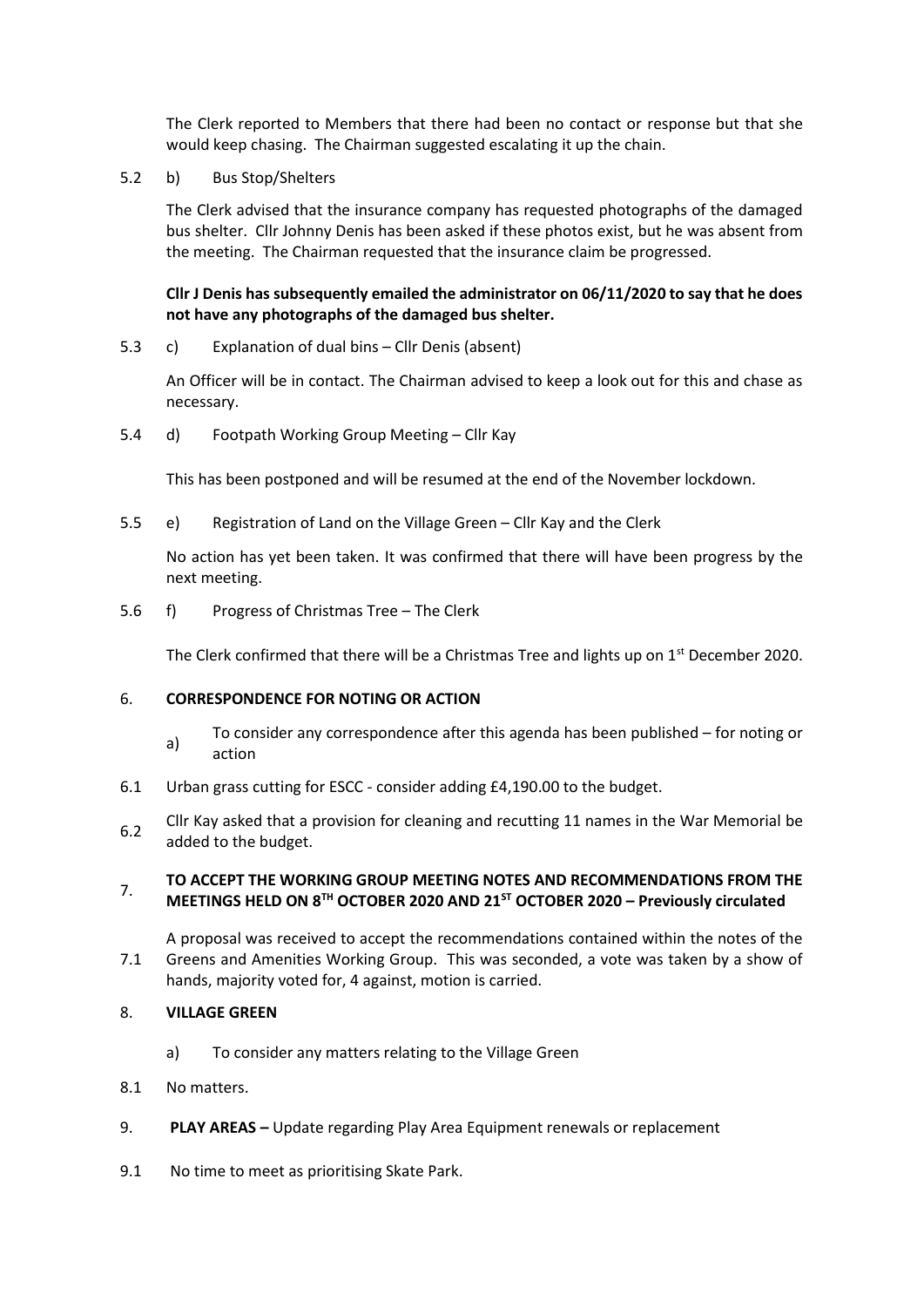The Clerk reported to Members that there had been no contact or response but that she would keep chasing. The Chairman suggested escalating it up the chain.

5.2 b) Bus Stop/Shelters

The Clerk advised that the insurance company has requested photographs of the damaged bus shelter. Cllr Johnny Denis has been asked if these photos exist, but he was absent from the meeting. The Chairman requested that the insurance claim be progressed.

**Cllr J Denis has subsequently emailed the administrator on 06/11/2020 to say that he does not have any photographs of the damaged bus shelter.**

5.3 c) Explanation of dual bins – Cllr Denis (absent)

An Officer will be in contact. The Chairman advised to keep a look out for this and chase as necessary.

5.4 d) Footpath Working Group Meeting – Cllr Kay

This has been postponed and will be resumed at the end of the November lockdown.

5.5 e) Registration of Land on the Village Green – Cllr Kay and the Clerk

No action has yet been taken. It was confirmed that there will have been progress by the next meeting.

5.6 f) Progress of Christmas Tree – The Clerk

The Clerk confirmed that there will be a Christmas Tree and lights up on 1st December 2020.

## 6. CORRESPONDENCE FOR NOTING OR ACTION

a) To consider any correspondence after this agenda has been published – for noting or action

6.1 Urban grass cutting for ESCC - consider adding £4,190.00 to the budget.

6.2 Cllr Kay asked that a provision for cleaning and recutting 11 names in the War Memorial be added to the budget.

## 7. TO ACCEPT THE WORKING GROUP MEETING NOTES AND RECOMMENDATIONS FROM THE MEETINGS HELD ON 8TH OCTOBER 2020 AND 21ST OCTOBER 2020 – Previously circulated

7.1 A proposal was received to accept the recommendations contained within the notes of the Greens and Amenities Working Group. This was seconded, a vote was taken by a show of hands, majority voted for, 4 against, motion is carried.

## 8. VILLAGE GREEN

a) To consider any matters relating to the Village Green

8.1 No matters.

## 9. PLAY AREAS – Update regarding Play Area Equipment renewals or replacement

9.1 No time to meet as prioritising Skate Park.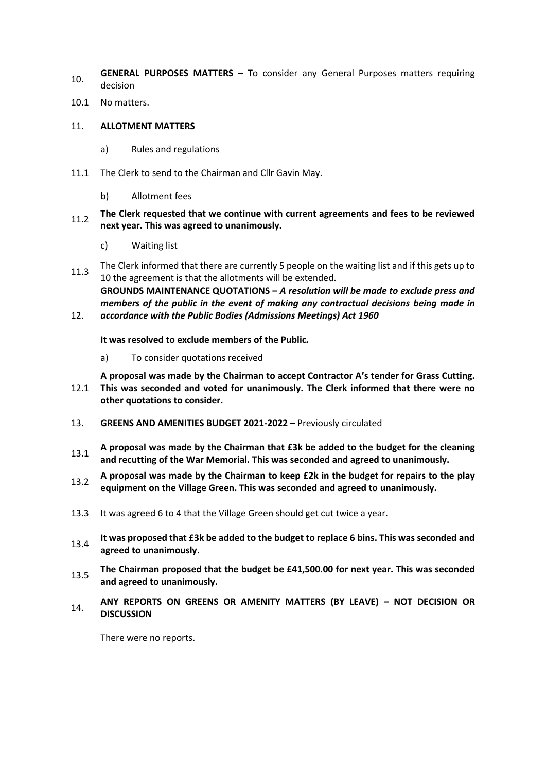10. **GENERAL PURPOSES MATTERS** – To consider any General Purposes matters requiring decision

10.1 No matters.

11. **ALLOTMENT MATTERS**

a) Rules and regulations

11.1 The Clerk to send to the Chairman and Cllr Gavin May.

b) Allotment fees

11.2 **The Clerk requested that we continue with current agreements and fees to be reviewed next year. This was agreed to unanimously.**

c) Waiting list

11.3 The Clerk informed that there are currently 5 people on the waiting list and if this gets up to 10 the agreement is that the allotments will be extended.

12. **GROUNDS MAINTENANCE QUOTATIONS –** ***A resolution will be made to exclude press and members of the public in the event of making any contractual decisions being made in accordance with the Public Bodies (Admissions Meetings) Act 1960***

**It was resolved to exclude members of the Public.**

a) To consider quotations received

12.1 **A proposal was made by the Chairman to accept Contractor A's tender for Grass Cutting. This was seconded and voted for unanimously. The Clerk informed that there were no other quotations to consider.**

13. **GREENS AND AMENITIES BUDGET 2021-2022** – Previously circulated

13.1 **A proposal was made by the Chairman that £3k be added to the budget for the cleaning and recutting of the War Memorial. This was seconded and agreed to unanimously.**

13.2 **A proposal was made by the Chairman to keep £2k in the budget for repairs to the play equipment on the Village Green. This was seconded and agreed to unanimously.**

13.3 It was agreed 6 to 4 that the Village Green should get cut twice a year.

13.4 **It was proposed that £3k be added to the budget to replace 6 bins. This was seconded and agreed to unanimously.**

13.5 **The Chairman proposed that the budget be £41,500.00 for next year. This was seconded and agreed to unanimously.**

14. **ANY REPORTS ON GREENS OR AMENITY MATTERS (BY LEAVE) – NOT DECISION OR DISCUSSION**

There were no reports.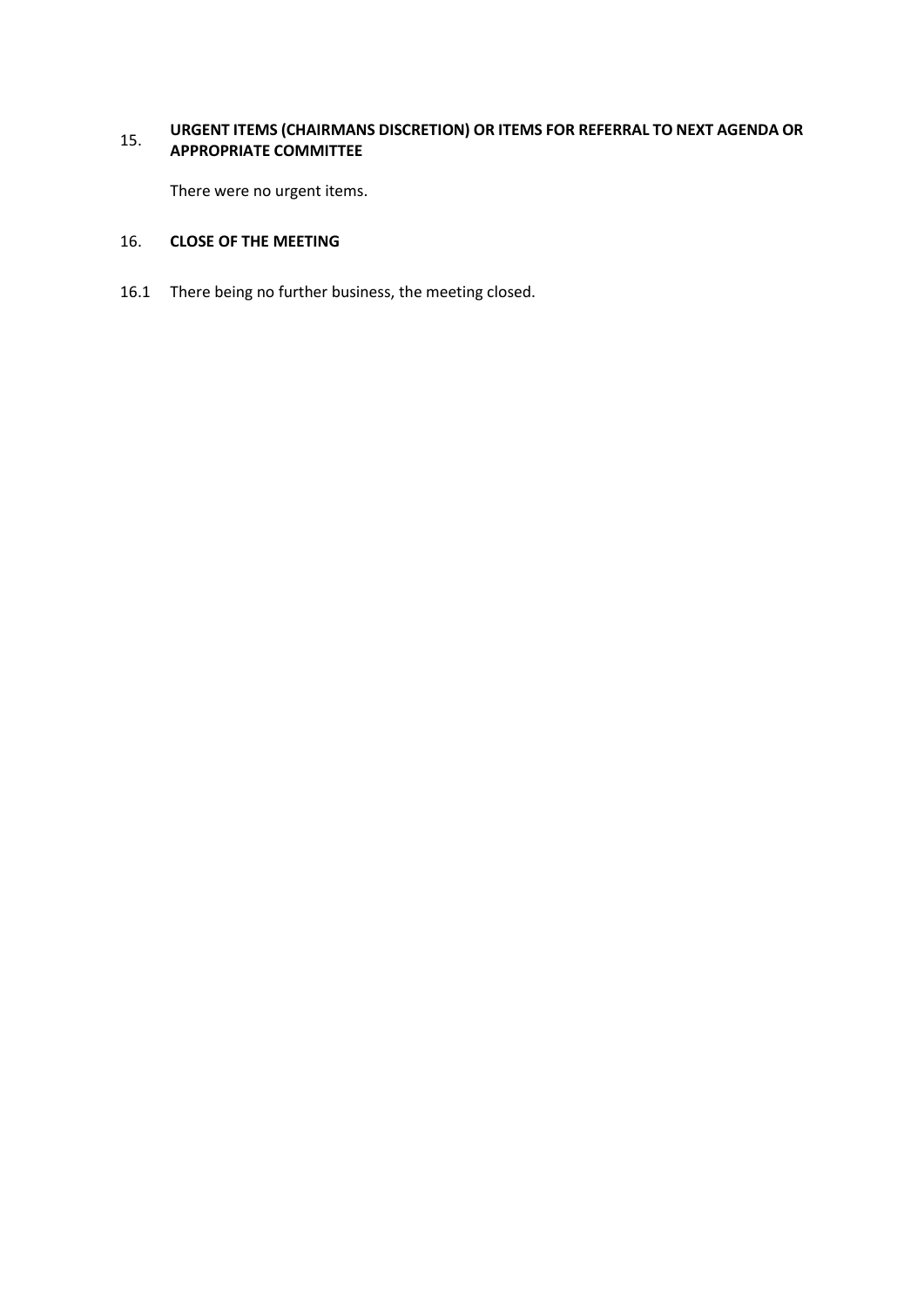## 15. URGENT ITEMS (CHAIRMANS DISCRETION) OR ITEMS FOR REFERRAL TO NEXT AGENDA OR APPROPRIATE COMMITTEE

There were no urgent items.

## 16. CLOSE OF THE MEETING

16.1 There being no further business, the meeting closed.